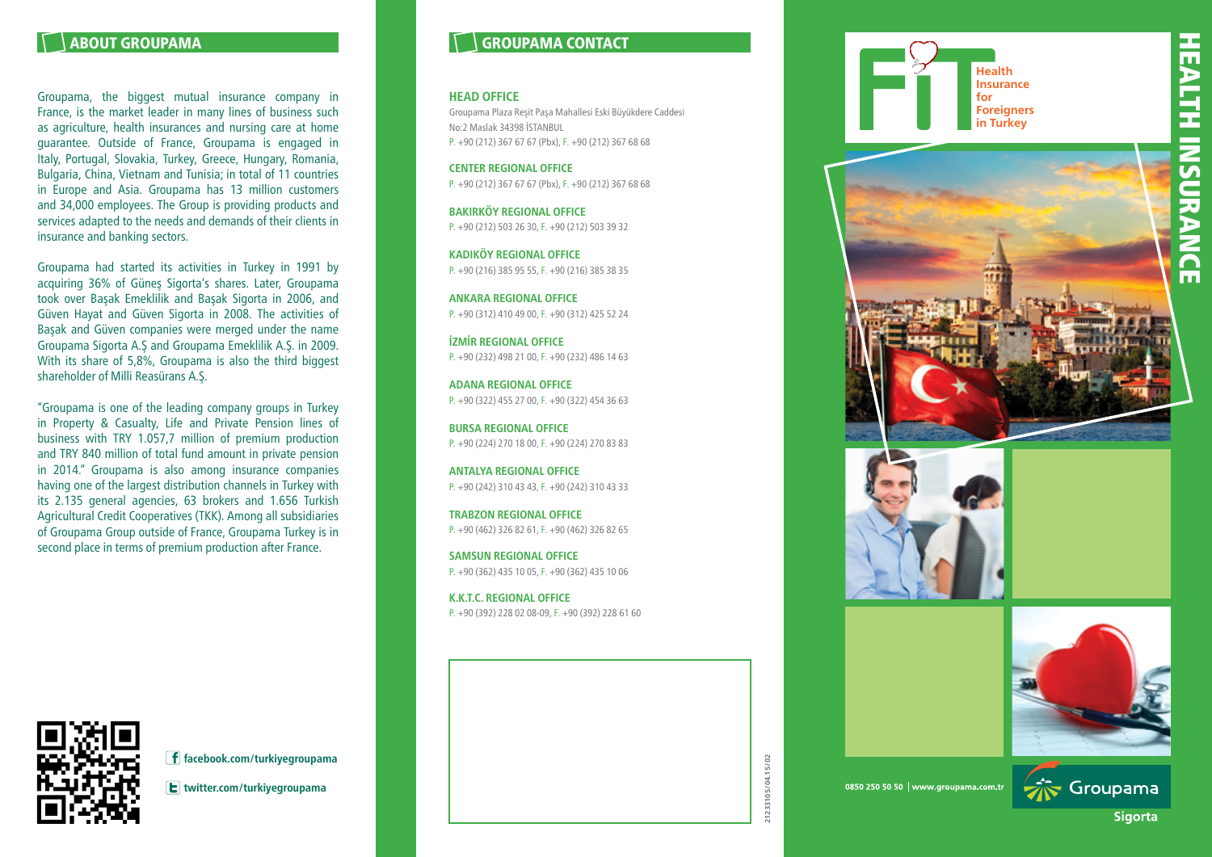## ABOUT GROUPAMA

Groupama, the biggest mutual insurance company in France, is the market leader in many lines of business such as agriculture, health insurances and nursing care at home guarantee. Outside of France, Groupama is engaged in Italy, Portugal, Slovakia, Turkey, Greece, Hungary, Romania, Bulgaria, China, Vietnam and Tunisia; in total of 11 countries in Europe and Asia. Groupama has 13 million customers and 34,000 employees. The Group is providing products and services adapted to the needs and demands of their clients in insurance and banking sectors.

Groupama had started its activities in Turkey in 1991 by acquiring 36% of Güneş Sigorta's shares. Later, Groupama took over Başak Emeklilik and Başak Sigorta in 2006, and Güven Hayat and Güven Sigorta in 2008. The activities of Başak and Güven companies were merged under the name Groupama Sigorta A.Ş and Groupama Emeklilik A.Ş. in 2009. With its share of 5,8%, Groupama is also the third biggest shareholder of Milli Reasürans A.Ş.

"Groupama is one of the leading company groups in Turkey in Property & Casualty, Life and Private Pension lines of business with TRY 1.057,7 million of premium production and TRY 840 million of total fund amount in private pension in 2014." Groupama is also among insurance companies having one of the largest distribution channels in Turkey with its 2.135 general agencies, 63 brokers and 1.656 Turkish Agricultural Credit Cooperatives (TKK). Among all subsidiaries of Groupama Group outside of France, Groupama Turkey is in second place in terms of premium production after France.

facebook.com/turkiyegroupama

twitter.com/turkiyegroupama

## GROUPAMA CONTACT

**HEAD OFFICE**
Groupama Plaza Reşit Paşa Mahallesi Eski Büyükdere Caddesi No:2 Maslak 34398 İSTANBUL
P. +90 (212) 367 67 67 (Pbx), F. +90 (212) 367 68 68

**CENTER REGIONAL OFFICE**
P. +90 (212) 367 67 67 (Pbx), F. +90 (212) 367 68 68

**BAKIRKÖY REGIONAL OFFICE**
P. +90 (212) 503 26 30, F. +90 (212) 503 39 32

**KADIKÖY REGIONAL OFFICE**
P. +90 (216) 385 95 55, F. +90 (216) 385 38 35

**ANKARA REGIONAL OFFICE**
P. +90 (312) 410 49 00, F. +90 (312) 425 52 24

**İZMİR REGIONAL OFFICE**
P. +90 (232) 498 21 00, F. +90 (232) 486 14 63

**ADANA REGIONAL OFFICE**
P. +90 (322) 455 27 00, F. +90 (322) 454 36 63

**BURSA REGIONAL OFFICE**
P. +90 (224) 270 18 00, F. +90 (224) 270 83 83

**ANTALYA REGIONAL OFFICE**
P. +90 (242) 310 43 43, F. +90 (242) 310 43 33

**TRABZON REGIONAL OFFICE**
P. +90 (462) 326 82 61, F. +90 (462) 326 82 65

**SAMSUN REGIONAL OFFICE**
P. +90 (362) 435 10 05, F. +90 (362) 435 10 06

**K.K.T.C. REGIONAL OFFICE**
P. +90 (392) 228 02 08-09, F. +90 (392) 228 61 60

21233105/04.15/02

# HEALTH INSURANCE

**FIT** Health Insurance for Foreigners in Turkey

0850 250 50 50 | www.groupama.com.tr

Groupama Sigorta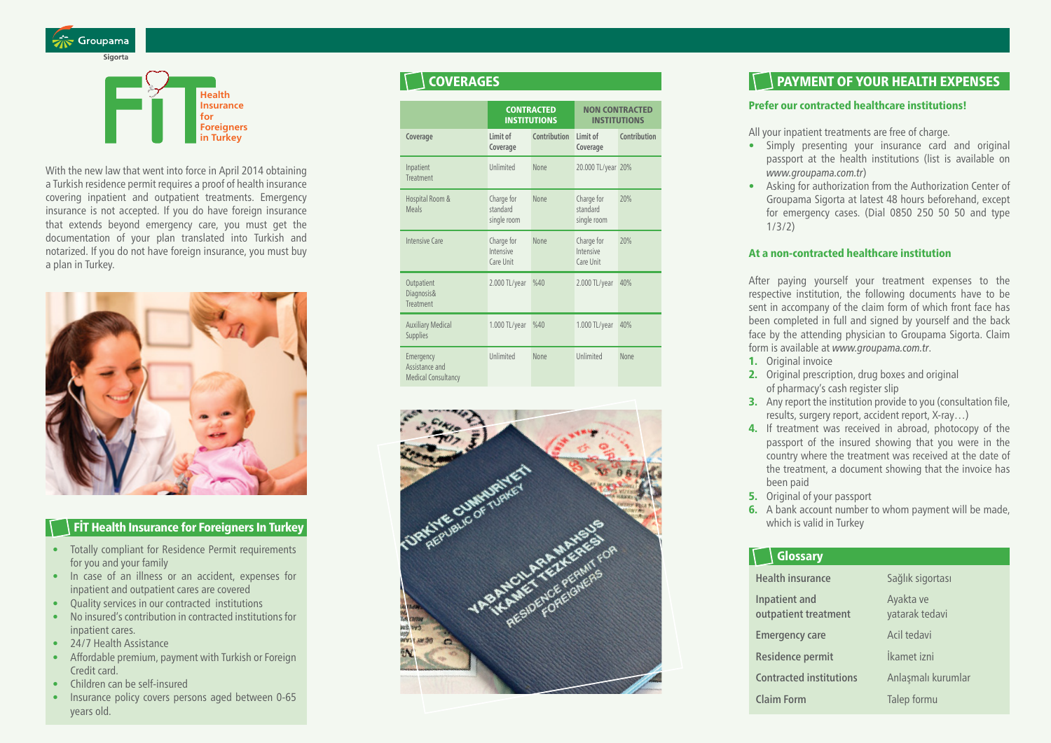Groupama Sigorta

# FİT Health Insurance for Foreigners in Turkey

With the new law that went into force in April 2014 obtaining a Turkish residence permit requires a proof of health insurance covering inpatient and outpatient treatments. Emergency insurance is not accepted. If you do have foreign insurance that extends beyond emergency care, you must get the documentation of your plan translated into Turkish and notarized. If you do not have foreign insurance, you must buy a plan in Turkey.

## FİT Health Insurance for Foreigners In Turkey

- Totally compliant for Residence Permit requirements for you and your family
- In case of an illness or an accident, expenses for inpatient and outpatient cares are covered
- Quality services in our contracted institutions
- No insured's contribution in contracted institutions for inpatient cares.
- 24/7 Health Assistance
- Affordable premium, payment with Turkish or Foreign Credit card.
- Children can be self-insured
- Insurance policy covers persons aged between 0-65 years old.

## COVERAGES

| | CONTRACTED INSTITUTIONS | | NON CONTRACTED INSTITUTIONS | |
|---|---|---|---|---|
| Coverage | Limit of Coverage | Contribution | Limit of Coverage | Contribution |
| Inpatient Treatment | Unlimited | None | 20.000 TL/year | 20% |
| Hospital Room & Meals | Charge for standard single room | None | Charge for standard single room | 20% |
| Intensive Care | Charge for Intensive Care Unit | None | Charge for Intensive Care Unit | 20% |
| Outpatient Diagnosis& Treatment | 2.000 TL/year | %40 | 2.000 TL/year | 40% |
| Auxiliary Medical Supplies | 1.000 TL/year | %40 | 1.000 TL/year | 40% |
| Emergency Assistance and Medical Consultancy | Unlimited | None | Unlimited | None |

## PAYMENT OF YOUR HEALTH EXPENSES

### Prefer our contracted healthcare institutions!

All your inpatient treatments are free of charge.

- Simply presenting your insurance card and original passport at the health institutions (list is available on *www.groupama.com.tr*)
- Asking for authorization from the Authorization Center of Groupama Sigorta at latest 48 hours beforehand, except for emergency cases. (Dial 0850 250 50 50 and type 1/3/2)

### At a non-contracted healthcare institution

After paying yourself your treatment expenses to the respective institution, the following documents have to be sent in accompany of the claim form of which front face has been completed in full and signed by yourself and the back face by the attending physician to Groupama Sigorta. Claim form is available at *www.groupama.com.tr*.

1. Original invoice
2. Original prescription, drug boxes and original of pharmacy's cash register slip
3. Any report the institution provide to you (consultation file, results, surgery report, accident report, X-ray…)
4. If treatment was received in abroad, photocopy of the passport of the insured showing that you were in the country where the treatment was received at the date of the treatment, a document showing that the invoice has been paid
5. Original of your passport
6. A bank account number to whom payment will be made, which is valid in Turkey

## Glossary

| | |
|---|---|
| **Health insurance** | Sağlık sigortası |
| **Inpatient and outpatient treatment** | Ayakta ve yatarak tedavi |
| **Emergency care** | Acil tedavi |
| **Residence permit** | İkamet izni |
| **Contracted institutions** | Anlaşmalı kurumlar |
| **Claim Form** | Talep formu |